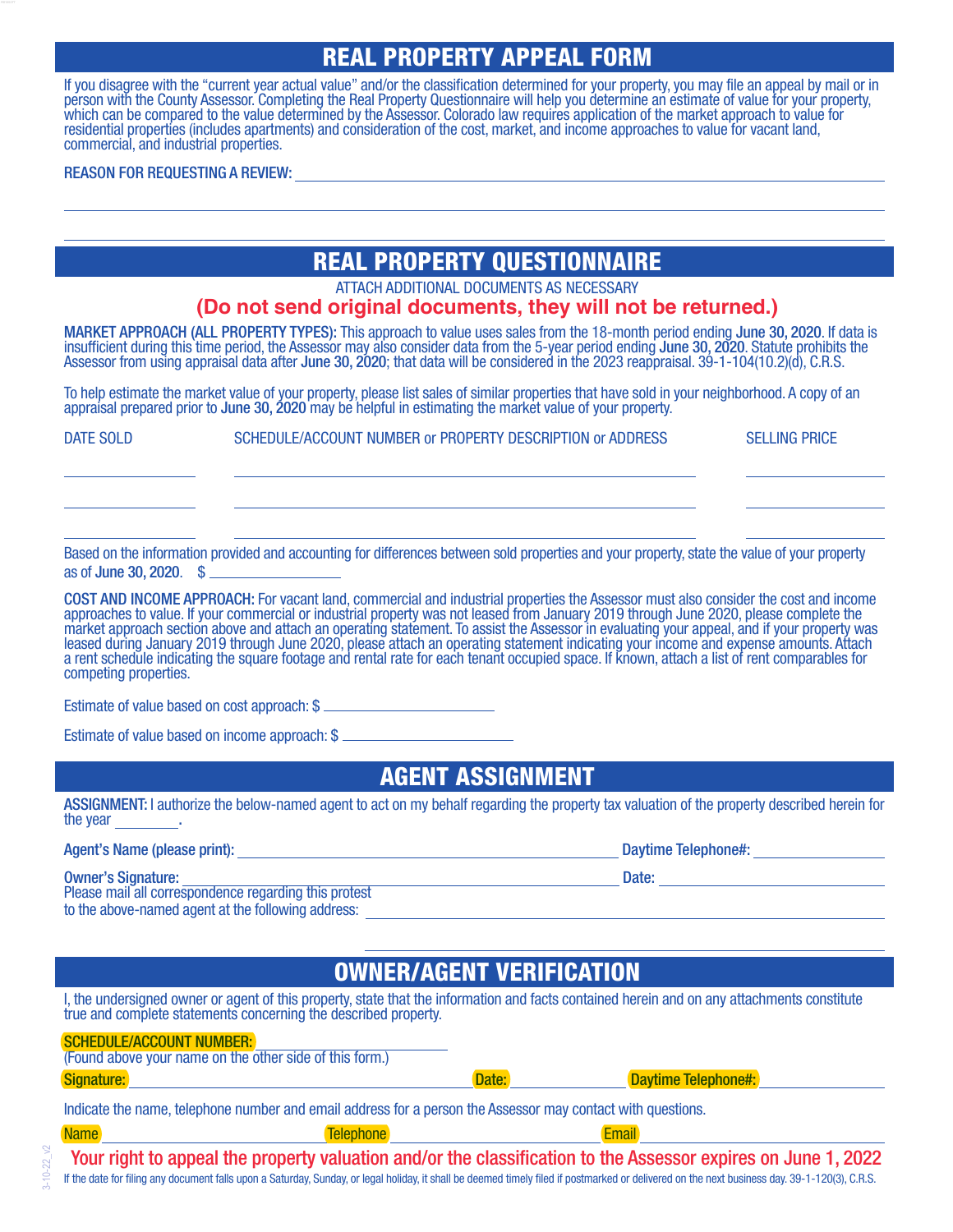# REAL PROPERTY APPEAL FORM

If you disagree with the "current year actual value" and/or the classification determined for your property, you may file an appeal by mail or in person with the County Assessor. Completing the Real Property Questionnaire will help you determine an estimate of value for your property, which can be compared to the value determined by the Assessor. Colorado law requires application of the market approach to value for residential properties (includes apartments) and consideration of the cost, market, and income approaches to value for vacant land, commercial, and industrial properties.

REASON FOR REQUESTING A REVIEW: ____________________________________________

____________________________________________

____________________________________________

# REAL PROPERTY QUESTIONNAIRE

ATTACH ADDITIONAL DOCUMENTS AS NECESSARY

**(Do not send original documents, they will not be returned.)**

**MARKET APPROACH (ALL PROPERTY TYPES):** This approach to value uses sales from the 18-month period ending **June 30, 2020**. If data is insufficient during this time period, the Assessor may also consider data from the 5-year period ending **June 30, 2020**. Statute prohibits the Assessor from using appraisal data after **June 30, 2020**; that data will be considered in the 2023 reappraisal. 39-1-104(10.2)(d), C.R.S.

To help estimate the market value of your property, please list sales of similar properties that have sold in your neighborhood. A copy of an appraisal prepared prior to **June 30, 2020** may be helpful in estimating the market value of your property.

| DATE SOLD | SCHEDULE/ACCOUNT NUMBER or PROPERTY DESCRIPTION or ADDRESS | SELLING PRICE |
|---|---|---|
| | | |
| | | |
| | | |

Based on the information provided and accounting for differences between sold properties and your property, state the value of your property as of **June 30, 2020**. $ ______________

**COST AND INCOME APPROACH:** For vacant land, commercial and industrial properties the Assessor must also consider the cost and income approaches to value. If your commercial or industrial property was not leased from January 2019 through June 2020, please complete the market approach section above and attach an operating statement. To assist the Assessor in evaluating your appeal, and if your property was leased during January 2019 through June 2020, please attach an operating statement indicating your income and expense amounts. Attach a rent schedule indicating the square footage and rental rate for each tenant occupied space. If known, attach a list of rent comparables for competing properties.

Estimate of value based on cost approach: $ ______________

Estimate of value based on income approach: $ ______________

# AGENT ASSIGNMENT

**ASSIGNMENT:** I authorize the below-named agent to act on my behalf regarding the property tax valuation of the property described herein for the year ________.

**Agent's Name (please print):** ______________________ **Daytime Telephone#:** ______________

**Owner's Signature:** ______________________ **Date:** ______________

Please mail all correspondence regarding this protest to the above-named agent at the following address: ______________________

______________________

# OWNER/AGENT VERIFICATION

I, the undersigned owner or agent of this property, state that the information and facts contained herein and on any attachments constitute true and complete statements concerning the described property.

**SCHEDULE/ACCOUNT NUMBER:** ______________________
(Found above your name on the other side of this form.)

**Signature:** ______________________ **Date:** ______________ **Daytime Telephone#:** ______________

Indicate the name, telephone number and email address for a person the Assessor may contact with questions.

**Name** ______________ **Telephone** ______________ **Email** ______________

**Your right to appeal the property valuation and/or the classification to the Assessor expires on June 1, 2022**

If the date for filing any document falls upon a Saturday, Sunday, or legal holiday, it shall be deemed timely filed if postmarked or delivered on the next business day. 39-1-120(3), C.R.S.

3-10-22_v2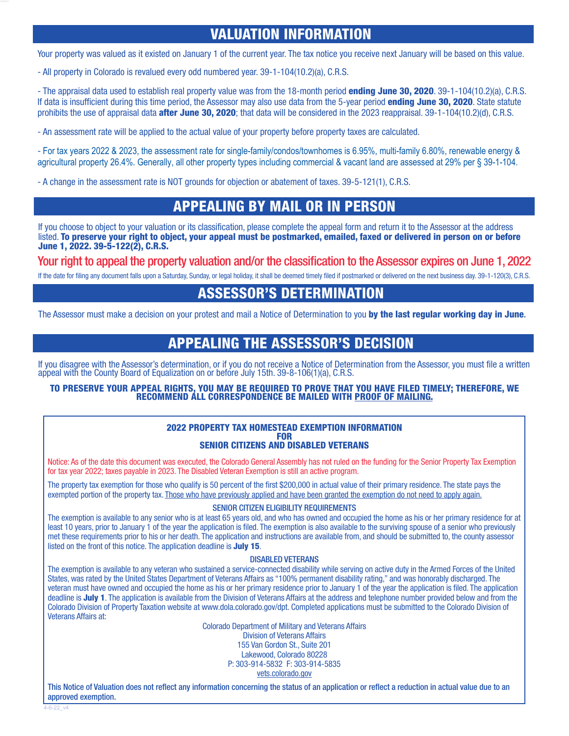## VALUATION INFORMATION

Your property was valued as it existed on January 1 of the current year. The tax notice you receive next January will be based on this value.

- All property in Colorado is revalued every odd numbered year. 39-1-104(10.2)(a), C.R.S.

- The appraisal data used to establish real property value was from the 18-month period **ending June 30, 2020**. 39-1-104(10.2)(a), C.R.S. If data is insufficient during this time period, the Assessor may also use data from the 5-year period **ending June 30, 2020**. State statute prohibits the use of appraisal data **after June 30, 2020**; that data will be considered in the 2023 reappraisal. 39-1-104(10.2)(d), C.R.S.

- An assessment rate will be applied to the actual value of your property before property taxes are calculated.

- For tax years 2022 & 2023, the assessment rate for single-family/condos/townhomes is 6.95%, multi-family 6.80%, renewable energy & agricultural property 26.4%. Generally, all other property types including commercial & vacant land are assessed at 29% per § 39-1-104.

- A change in the assessment rate is NOT grounds for objection or abatement of taxes. 39-5-121(1), C.R.S.

## APPEALING BY MAIL OR IN PERSON

If you choose to object to your valuation or its classification, please complete the appeal form and return it to the Assessor at the address listed. **To preserve your right to object, your appeal must be postmarked, emailed, faxed or delivered in person on or before June 1, 2022. 39-5-122(2), C.R.S.**

**Your right to appeal the property valuation and/or the classification to the Assessor expires on June 1, 2022**

If the date for filing any document falls upon a Saturday, Sunday, or legal holiday, it shall be deemed timely filed if postmarked or delivered on the next business day. 39-1-120(3), C.R.S.

## ASSESSOR'S DETERMINATION

The Assessor must make a decision on your protest and mail a Notice of Determination to you **by the last regular working day in June**.

## APPEALING THE ASSESSOR'S DECISION

If you disagree with the Assessor's determination, or if you do not receive a Notice of Determination from the Assessor, you must file a written appeal with the County Board of Equalization on or before July 15th. 39-8-106(1)(a), C.R.S.

**TO PRESERVE YOUR APPEAL RIGHTS, YOU MAY BE REQUIRED TO PROVE THAT YOU HAVE FILED TIMELY; THEREFORE, WE RECOMMEND ALL CORRESPONDENCE BE MAILED WITH PROOF OF MAILING.**

### 2022 PROPERTY TAX HOMESTEAD EXEMPTION INFORMATION FOR SENIOR CITIZENS AND DISABLED VETERANS

Notice: As of the date this document was executed, the Colorado General Assembly has not ruled on the funding for the Senior Property Tax Exemption for tax year 2022; taxes payable in 2023. The Disabled Veteran Exemption is still an active program.

The property tax exemption for those who qualify is 50 percent of the first $200,000 in actual value of their primary residence. The state pays the exempted portion of the property tax. Those who have previously applied and have been granted the exemption do not need to apply again.

#### SENIOR CITIZEN ELIGIBILITY REQUIREMENTS

The exemption is available to any senior who is at least 65 years old, and who has owned and occupied the home as his or her primary residence for at least 10 years, prior to January 1 of the year the application is filed. The exemption is also available to the surviving spouse of a senior who previously met these requirements prior to his or her death. The application and instructions are available from, and should be submitted to, the county assessor listed on the front of this notice. The application deadline is **July 15**.

#### DISABLED VETERANS

The exemption is available to any veteran who sustained a service-connected disability while serving on active duty in the Armed Forces of the United States, was rated by the United States Department of Veterans Affairs as "100% permanent disability rating," and was honorably discharged. The veteran must have owned and occupied the home as his or her primary residence prior to January 1 of the year the application is filed. The application deadline is **July 1**. The application is available from the Division of Veterans Affairs at the address and telephone number provided below and from the Colorado Division of Property Taxation website at www.dola.colorado.gov/dpt. Completed applications must be submitted to the Colorado Division of Veterans Affairs at:

Colorado Department of Military and Veterans Affairs
Division of Veterans Affairs
155 Van Gordon St., Suite 201
Lakewood, Colorado 80228
P: 303-914-5832 F: 303-914-5835
vets.colorado.gov

**This Notice of Valuation does not reflect any information concerning the status of an application or reflect a reduction in actual value due to an approved exemption.**

4-6-22_v4